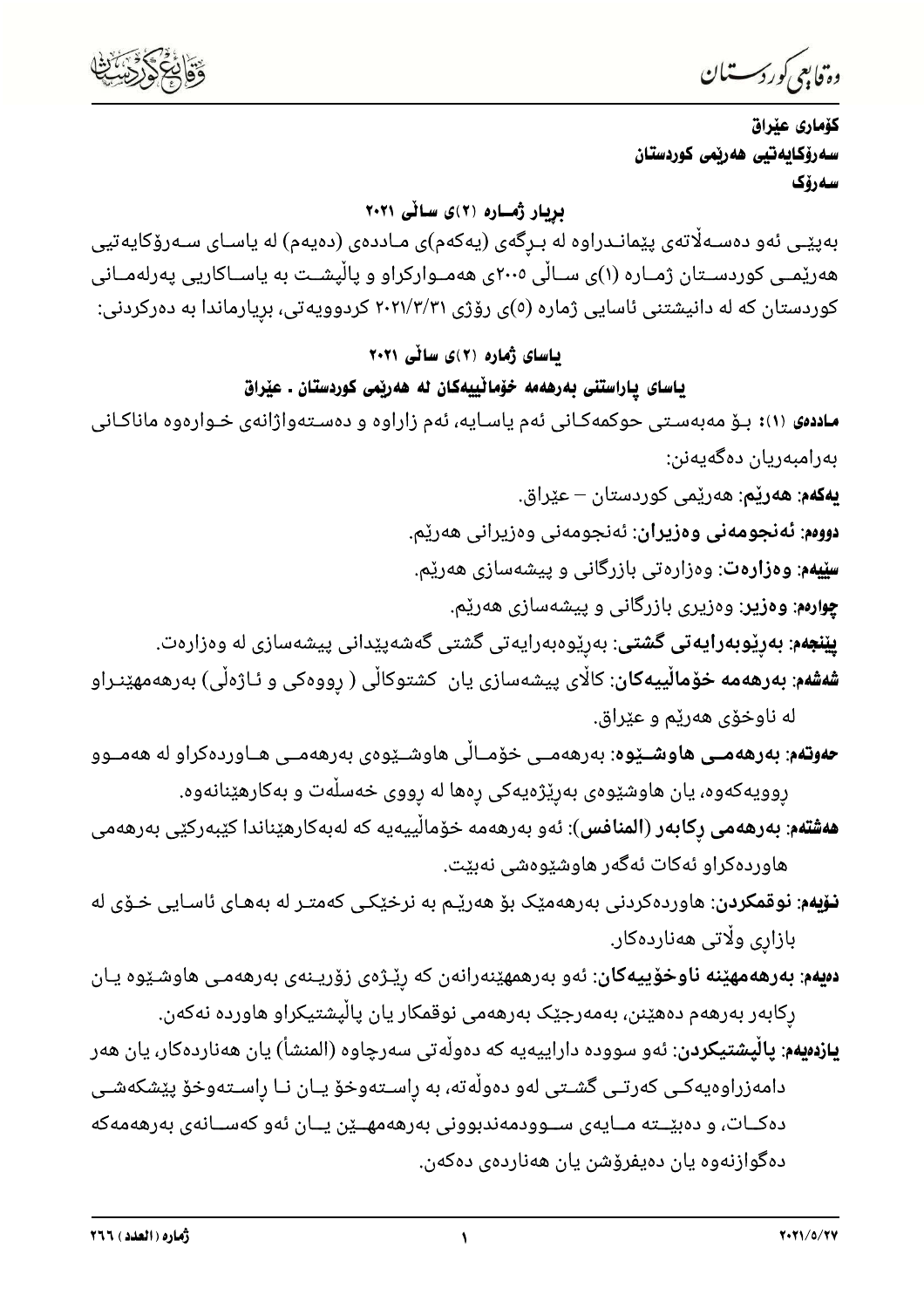**کۆماری عێراق**
**سەرۆکایەتیی هەرێمی کوردستان**
**سەرۆک**

### بڕیار ژمــارە (٢)ی ساڵی ٢٠٢١

بەپێـی ئەو دەسـەڵاتەی پێمانـدراوە لە بـڕگەی (یەکەم)ی مـاددەی (دەیەم) لە یاسـای سـەرۆکایەتیی هەرێمـی کوردسـتان ژمـارە (١)ی سـاڵی ٢٠٠٥ی هەمـوارکراو و پاڵپشـت بە یاسـاکاریی پەرلەمـانی کوردستان کە لە دانیشتنی ئاسایی ژمارە (٥)ی رۆژی ٢٠٢١/٣/٣١ کردوویەتی، بڕیارماندا بە دەرکردنی:

### یاسای ژمارە (٢)ی ساڵی ٢٠٢١

### یاسای پاراستنی بەرهەمە خۆماڵییەکان لە هەرێمی کوردستان ـ عێراق

**ماددەی (١):** بـۆ مەبەسـتی حوکمەکـانی ئەم یاسـایە، ئەم زاراوە و دەسـتەواژانەی خـوارەوە ماناکـانی بەرامبەریان دەگەیەنن:

**یەکەم: هەرێم**: هەرێمی کوردستان – عێراق.

**دووەم: ئەنجومەنی وەزیران**: ئەنجومەنی وەزیرانی هەرێم.

**سێیەم: وەزارەت**: وەزارەتی بازرگانی و پیشەسازی هەرێم.

**چوارەم: وەزیر**: وەزیری بازرگانی و پیشەسازی هەرێم.

**پێنجەم: بەڕێوەبەرایەتی گشتی**: بەڕێوەبەرایەتی گشتی گەشەپێدانی پیشەسازی لە وەزارەت.

**شەشەم: بەرهەمە خۆماڵییەکان**: کاڵای پیشەسازی یان کشتوکاڵی ( ڕووەکی و ئـاژەڵی) بەرهەمهێنـراو لە ناوخۆی هەرێم و عێراق.

**حەوتەم: بەرهەمــی هاوشــێوە**: بەرهەمــی خۆمــاڵی هاوشـێوەی بەرهەمــی هـاوردەکراو لە هەمــوو ڕوویەکەوە، یان هاوشێوەی بەرێژەیەکی ڕەها لە ڕووی خەسڵەت و بەکارهێنانەوە.

**هەشتەم: بەرهەمی ڕکابەر (المنافس)**: ئەو بەرهەمە خۆماڵییەیە کە لەبەکارهێناندا کێبەرکێی بەرهەمی هاوردەکراو ئەکات ئەگەر هاوشێوەشی نەبێت.

**نۆیەم: نوقمکردن**: هاوردەکردنی بەرهەمێک بۆ هەرێـم بە نرخێکی کەمتـر لە بەهـای ئاسـایی خـۆی لە بازاڕی وڵاتی هەناردەکار.

**دەیەم: بەرهەمهێنە ناوخۆییەکان**: ئەو بەرهمهێنەرانەن کە ڕێـژەی زۆریـنەی بەرهەمـی هاوشـێوە یـان ڕکابەر بەرهەم دەهێنن، بەمەرجێک بەرهەمی نوقمکار یان پاڵپشتیکراو هاوردە نەکەن.

**یازدەیەم: پاڵپشتیکردن**: ئەو سوودە داراییەیە کە دەوڵەتی سەرچاوە (المنشأ) یان هەناردەکار، یان هەر دامەزراوەیەکـی کەرتـی گشـتی لەو دەوڵەتە، بە ڕاسـتەوخۆ یـان نـا ڕاسـتەوخۆ پێشکەشـی دەکـات، و دەبێـتە مـایەی سـوودمەندبوونی بەرهەمهـێن یـان ئەو کەسـانەی بەرهەمەکە دەگوازنەوە یان دەیفرۆشن یان هەناردەی دەکەن.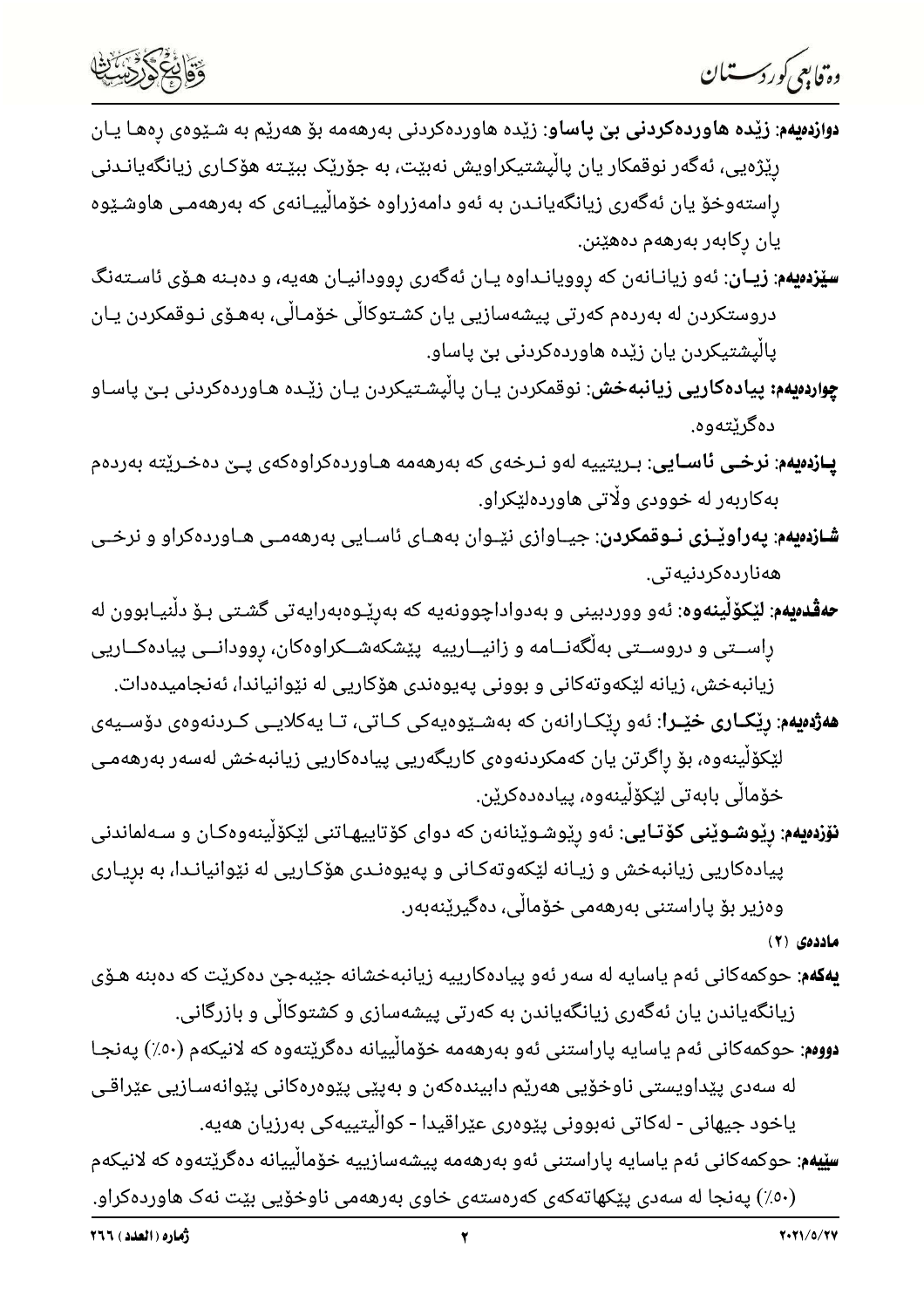**دوازدەیەم: زێدە هاوردەکردنی بێ پاساو**: زێدە هاوردەکردنی بەرهەمە بۆ هەرێم بە شێوەی ڕەها یان ڕێژەیی، ئەگەر نوقمکار یان پاڵپشتیکراویش نەبێت، بە جۆرێک ببێتە هۆکاری زیانگەیاندنی ڕاستەوخۆ یان ئەگەری زیانگەیاندن بە ئەو دامەزراوە خۆماڵییانەی کە بەرهەمی هاوشێوە یان ڕکابەر بەرهەم دەهێنن.

**سێزدەیەم: زیان**: ئەو زیانانەن کە ڕوویانداوە یان ئەگەری ڕوودانیان هەیە، و دەبنە هۆی ئاستەنگ دروستکردن لە بەردەم کەرتی پیشەسازیی یان کشتوکاڵی خۆماڵی، بەهۆی نوقمکردن یان پاڵپشتیکردن یان زێدە هاوردەکردنی بێ پاساو.

**چواردەیەم: پیادەکاریی زیانبەخش**: نوقمکردن یان پاڵپشتیکردن یان زێدە هاوردەکردنی بێ پاساو دەگرێتەوە.

**پازدەیەم: نرخی ئاسایی**: بریتییە لەو نرخەی کە بەرهەمە هاوردەکراوەکەی پێ دەخرێتە بەردەم بەکاربەر لە خوودی وڵاتی هاوردەلێکراو.

**شازدەیەم: پەراوێزی نوقمکردن**: جیاوازی نێوان بەهای ئاسایی بەرهەمی هاوردەکراو و نرخی هەناردەکردنیەتی.

**حەڤدەیەم: لێکۆڵینەوە**: ئەو ووردبینی و بەدواداچوونەیە کە بەڕێوەبەرایەتی گشتی بۆ دڵنیابوون لە ڕاستی و دروستی بەڵگەنامە و زانیارییە پێشکەشکراوەکان، ڕوودانی پیادەکاریی زیانبەخش، زیانە لێکەوتەکانی و بوونی پەیوەندی هۆکاریی لە نێوانیاندا، ئەنجامیدەدات.

**هەژدەیەم: ڕێکاری خێرا**: ئەو ڕێکارانەن کە بەشێوەیەکی کاتی، تا یەکلایی کردنەوەی دۆسیەی لێکۆڵینەوە، بۆ ڕاگرتن یان کەمکردنەوەی کاریگەریی پیادەکاریی زیانبەخش لەسەر بەرهەمی خۆماڵی بابەتی لێکۆڵینەوە، پیادەدەکرێن.

**نۆزدەیەم: ڕێوشوێنی کۆتایی**: ئەو ڕێوشوێنانەن کە دوای کۆتاییهاتنی لێکۆڵینەوەکان و سەلماندنی پیادەکاریی زیانبەخش و زیانە لێکەوتەکانی و پەیوەندی هۆکاریی لە نێوانیاندا، بە بڕیاری وەزیر بۆ پاراستنی بەرهەمی خۆماڵی، دەگیرێنەبەر.

**ماددەی (۲)**

**یەکەم**: حوکمەکانی ئەم یاسایە لە سەر ئەو پیادەکارییە زیانبەخشانە جێبەجێ دەکرێت کە دەبنە هۆی زیانگەیاندن یان ئەگەری زیانگەیاندن بە کەرتی پیشەسازی و کشتوکاڵی و بازرگانی.

**دووەم**: حوکمەکانی ئەم یاسایە پاراستنی ئەو بەرهەمە خۆماڵییانە دەگرێتەوە کە لانیکەم (٥٠٪) پەنجا لە سەدی پێداویستی ناوخۆیی هەرێم دابیندەکەن و بەپێی پێوەرەکانی پێوانەسازیی عێراقی یاخود جیهانی - لەکاتی نەبوونی پێوەری عێراقیدا - کواڵیتییەکی بەرزیان هەیە.

**سێیەم**: حوکمەکانی ئەم یاسایە پاراستنی ئەو بەرهەمە پیشەسازییە خۆماڵییانە دەگرێتەوە کە لانیکەم (٥٠٪) پەنجا لە سەدی پێکهاتەکەی کەرەستەی خاوی بەرهەمی ناوخۆیی بێت نەک هاوردەکراو.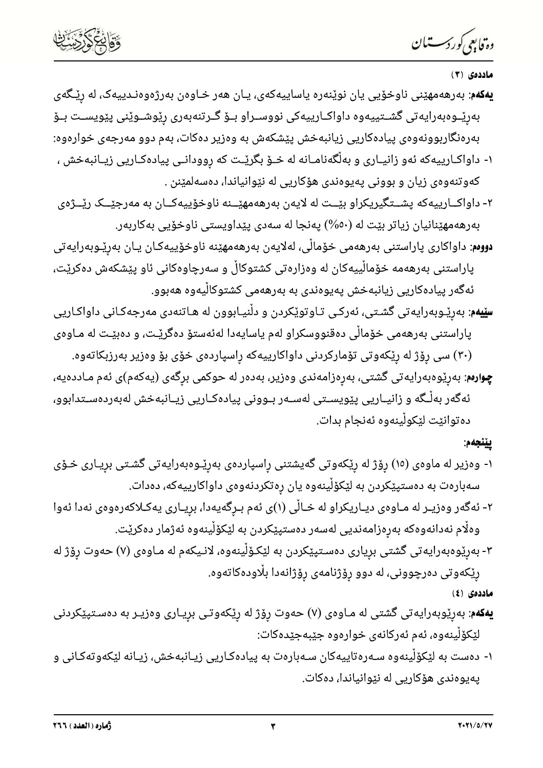**ماددەی (٣)**

**یەکەم**: بەرهەمهێنی ناوخۆیی یان نوێنەرە یاساییەکەی، یان هەر خاوەن بەرژەوەندییەک، لە ڕێگەی بەڕێوەبەرایەتی گشتییەوە داواکارییەکی نووسراو بۆ گرتنەبەری ڕێوشوێنی پێویست بۆ بەرەنگاربوونەوەی پیادەکاریی زیانبەخش پێشکەش بە وەزیر دەکات، بەم دوو مەرجەی خوارەوە:

١- داواکارییەکە ئەو زانیاری و بەڵگەنامانە لە خۆ بگرێت کە ڕوودانی پیادەکاریی زیانبەخش ، کەوتنەوەی زیان و بوونی پەیوەندی هۆکاریی لە نێوانیاندا، دەسەلمێنن .

٢- داواکارییەکە پشتگیریکراو بێت لە لایەن بەرهەمهێنە ناوخۆییەکان بە مەرجێک ڕێژەی بەرهەمهێنانیان زیاتر بێت لە (٥٠%) پەنجا لە سەدی پێداویستی ناوخۆیی بەکاربەر.

**دووەم**: داواکاری پاراستنی بەرهەمی خۆماڵی، لەلایەن بەرهەمهێنە ناوخۆییەکان یان بەڕێوبەرایەتی پاراستنی بەرهەمە خۆماڵییەکان لە وەزارەتی کشتوکاڵ و سەرچاوەکانی ئاو پێشکەش دەکرێت، ئەگەر پیادەکاریی زیانبەخش پەیوەندی بە بەرهەمی کشتوکاڵیەوە هەبوو.

**سێیەم**: بەڕێوبەرایەتی گشتی، ئەرکی تاوتوێکردن و دڵنیابوون لە هاتنەدی مەرجەکانی داواکاریی پاراستنی بەرهەمی خۆماڵی دەقنووسکراو لەم یاسایەدا لەئەستۆ دەگرێت، و دەبێت لە ماوەی (٣٠) سی ڕۆژ لە ڕێکەوتی تۆمارکردنی داواکارییەکە ڕاسپاردەی خۆی بۆ وەزیر بەرزبکاتەوە.

**چوارەم**: بەڕێوەبەرایەتی گشتی، بەڕەزامەندی وەزیر، بەدەر لە حوکمی برگەی (یەکەم)ی ئەم ماددەیە، ئەگەر بەڵگە و زانیاریی پێویستی لەسەر بوونی پیادەکاریی زیانبەخش لەبەردەستدابوو، دەتوانێت لێکۆڵینەوە ئەنجام بدات.

**پێنجەم**:

١- وەزیر لە ماوەی (١٥) ڕۆژ لە ڕێکەوتی گەیشتنی ڕاسپاردەی بەڕێوەبەرایەتی گشتی بڕیاری خۆی سەبارەت بە دەستپێکردن بە لێکۆڵینەوە یان ڕەتکردنەوەی داواکارییەکە، دەدات.

٢- ئەگەر وەزیر لە ماوەی دیاریکراو لە خاڵی (١)ی ئەم بڕگەیەدا، بڕیاری یەکلاکەرەوەی نەدا ئەوا وەڵام نەدانەوەکە بەڕەزامەندیی لەسەر دەستپێکردن بە لێکۆڵینەوە ئەژمار دەکرێت.

٣- بەڕێوەبەرایەتی گشتی بڕیاری دەستپێکردن بە لێکۆڵینەوە، لانیکەم لە ماوەی (٧) حەوت ڕۆژ لە ڕێکەوتی دەرچوونی، لە دوو ڕۆژنامەی ڕۆژانەدا بڵاودەکاتەوە.

**ماددەی (٤)**

**یەکەم**: بەڕێوەبەرایەتی گشتی لە ماوەی (٧) حەوت ڕۆژ لە ڕێکەوتی بڕیاری وەزیر بە دەستپێکردنی لێکۆڵینەوە، ئەم ئەرکانەی خوارەوە جێبەجێدەکات:

١- دەست بە لێکۆڵینەوە سەرەتاییەکان سەبارەت بە پیادەکاریی زیانبەخش، زیانە لێکەوتەکانی و پەیوەندی هۆکاریی لە نێوانیاندا، دەکات.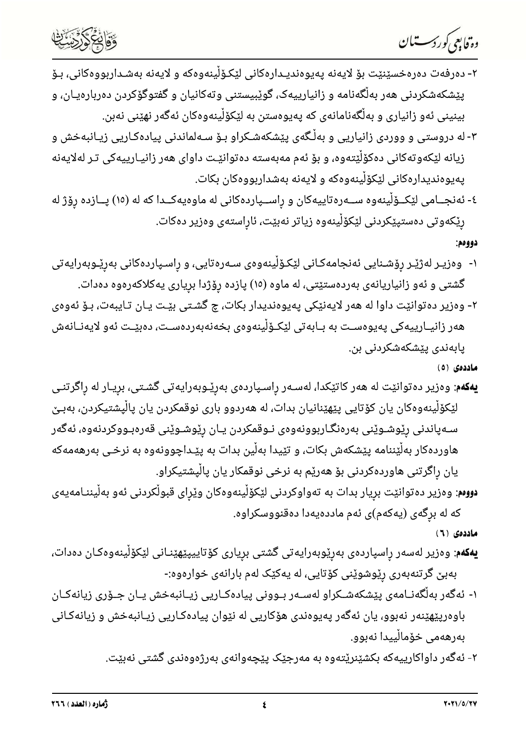٢- دەرفەت دەرەخسێنێت بۆ لایەنە پەیوەندیدارەکانی لێکۆڵینەوەکە و لایەنە بەشداربووەکانی، بۆ پێشکەشکردنی هەر بەڵگەنامە و زانیارییەک، گوێبیستنی وتەکانیان و گفتوگۆکردن دەربارەیان، و بینینی ئەو زانیاری و بەڵگەنامانەی کە پەیوەستن بە لێکۆڵینەوەکان ئەگەر نهێنی نەبن.

٣- لە دروستی و ووردی زانیاریی و بەڵگەی پێشکەشکراو بۆ سەلماندنی پیادەکاریی زیانبەخش و زیانە لێکەوتەکانی دەکۆڵێتەوە، و بۆ ئەم مەبەستە دەتوانێت داوای هەر زانیارییەکی تر لەلایەنە پەیوەندیدارەکانی لێکۆڵینەوەکە و لایەنە بەشداربووەکان بکات.

٤- ئەنجامی لێکۆڵینەوە سەرەتاییەکان و ڕاسپاردەکانی لە ماوەیەکدا کە لە (١٥) پازدە ڕۆژ لە ڕێکەوتی دەستپێکردنی لێکۆڵینەوە زیاتر نەبێت، ئاراستەی وەزیر دەکات.

**دووەم:**

١- وەزیر لەژێر ڕۆشنایی ئەنجامەکانی لێکۆڵینەوەی سەرەتایی، و ڕاسپاردەکانی بەڕێوبەرایەتی گشتی و ئەو زانیاریانەی بەردەستێتی، لە ماوە (١٥) پازدە ڕۆژدا بڕیاری یەکلاکەرەوە دەدات.

٢- وەزیر دەتوانێت داوا لە هەر لایەنێکی پەیوەندیدار بکات، چ گشتی بێت یان تایبەت، بۆ ئەوەی هەر زانیارییەکی پەیوەست بە بابەتی لێکۆڵینەوەی بخەنەبەردەست، دەبێت ئەو لایەنانەش پابەندی پێشکەشکردنی بن.

**ماددەی (٥)**

**یەکەم:** وەزیر دەتوانێت لە هەر کاتێکدا، لەسەر ڕاسپاردەی بەڕێوبەرایەتی گشتی، بڕیار لە ڕاگرتنی لێکۆڵینەوەکان یان کۆتایی پێهێنانیان بدات، لە هەردوو باری نوقمکردن یان پاڵپشتیکردن، بەبێ سەپاندنی ڕێوشوێنی بەرەنگاربوونەوەی نوقمکردن یان ڕێوشوێنی قەرەبووکردنەوە، ئەگەر هاوردەکار بەڵێننامە پێشکەش بکات، و تێیدا بەڵێن بدات بە پێداچوونەوە بە نرخی بەرهەمەکە یان ڕاگرتنی هاوردەکردنی بۆ هەرێم بە نرخی نوقمکار یان پاڵپشتیکراو.

**دووەم:** وەزیر دەتوانێت بڕیار بدات بە تەواوکردنی لێکۆڵینەوەکان وێڕای قبوڵکردنی ئەو بەڵێننامەیەی کە لە بڕگەی (یەکەم)ی ئەم ماددەیەدا دەقنووسکراوە.

**ماددەی (٦)**

**یەکەم:** وەزیر لەسەر ڕاسپاردەی بەڕێوبەرایەتی گشتی بڕیاری کۆتاییپێهێنانی لێکۆڵینەوەکان دەدات، بەبێ گرتنەبەری ڕێوشوێنی کۆتایی، لە یەکێک لەم بارانەی خوارەوە:-

١- ئەگەر بەڵگەنامەی پێشکەشکراو لەسەر بوونی پیادەکاریی زیانبەخش یان جۆری زیانەکان باوەڕپێهێنەر نەبوو، یان ئەگەر پەیوەندی هۆکاریی لە نێوان پیادەکاریی زیانبەخش و زیانەکانی بەرهەمی خۆماڵییدا نەبوو.

٢- ئەگەر داواکارییەکە بکشێنرێتەوە بە مەرجێک پێچەوانەی بەرژەوەندی گشتی نەبێت.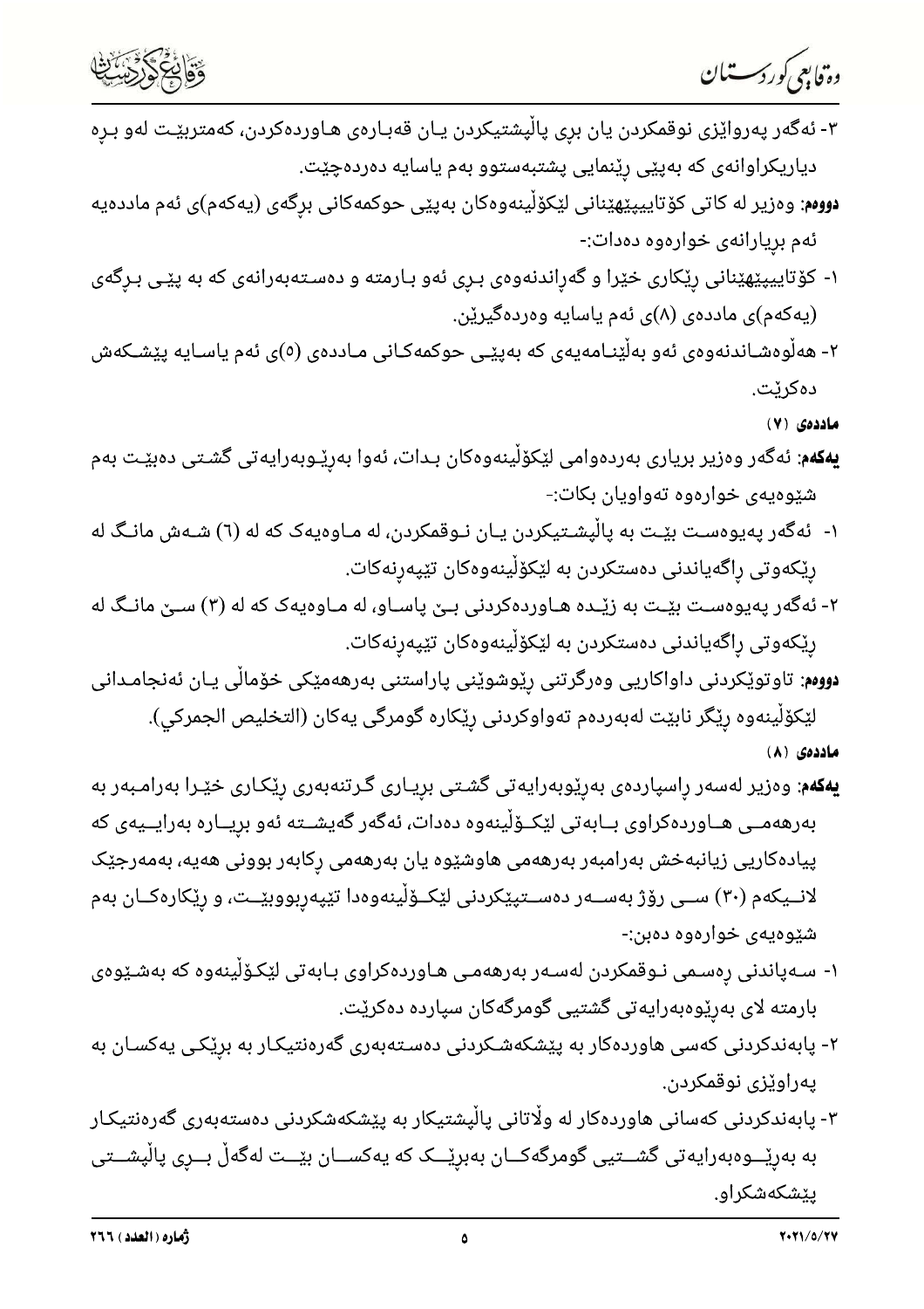٣- ئەگەر پەروایزی نوقمکردن یان برِی پاڵپشتیکردن یـان قەبـارەی هـاوردەکردن، کەمتربێـت لەو بـرِە دیاریکراوانەی کە بەپێی رِێنمایی پشتبەستوو بەم یاسایە دەردەچێت.

**دووەم**: وەزیر لە کاتی کۆتاییپێهێنانی لێکۆڵینەوەکان بەپێی حوکمەکانی برِگەی (یەکەم)ی ئەم ماددەیە ئەم بریارانەی خوارەوە دەدات:-

١- کۆتاییپێهێنانی رِێکاری خێرا و گەرِاندنەوەی بـرِی ئەو بـارمتە و دەسـتەبەرانەی کە بە پێـی بـرِگەی (یەکەم)ی ماددەی (٨)ی ئەم یاسایە وەردەگیرێن.

٢- هەڵوەشـاندنەوەی ئەو بەڵێنـامەیەی کە بەپێـی حوکمەکـانی مـاددەی (٥)ی ئەم یاسـایە پێشـکەش دەکرێت.

**ماددەی (٧)**

**یەکەم**: ئەگەر وەزیر بریاری بەردەوامی لێکۆڵینەوەکان بـدات، ئەوا بەرِێـوبەرایەتی گشـتی دەبێـت بەم شێوەیەی خوارەوە تەواویان بکات:-

١- ئەگەر پەیوەسـت بێـت بە پاڵپشـتیکردن یـان نـوقمکردن، لە مـاوەیەک کە لە (٦) شـەش مانـگ لە رِێکەوتی رِاگەیاندنی دەستکردن بە لێکۆڵینەوەکان تێپەرِنەکات.

٢- ئەگەر پەیوەسـت بێـت بە زێـدە هـاوردەکردنی بـێ پاسـاو، لە مـاوەیەک کە لە (٣) سـێ مانـگ لە رِێکەوتی رِاگەیاندنی دەستکردن بە لێکۆڵینەوەکان تێپەرِنەکات.

**دووەم**: تاوتوێکردنی داواکاریی وەرگرتنی رِێوشوێنی پاراستنی بەرهەمێکی خۆماڵی یـان ئەنجامـدانی لێکۆڵینەوە رِێگر نابێت لەبەردەم تەواوکردنی رِێکارە گومرگی یەکان (التخليص الجمركي).

**ماددەی (٨)**

**یەکەم**: وەزیر لەسەر رِاسپاردەی بەرِێوبەرایەتی گشـتی بریـاری گـرتنەبەری رِێکـاری خێـرا بەرامـبەر بە بەرهەمـی هـاوردەکراوی بـابەتی لێکـۆڵینەوە دەدات، ئەگەر گەیشـتە ئەو بریـارە بەرایـیەی کە پیادەکاریی زیانبەخش بەرامبەر بەرهەمی هاوشێوە یان بەرهەمی رِکابەر بوونی هەیە، بەمەرجێک لانـیکەم (٣٠) سـی رِۆژ بەسـەر دەسـتپێکردنی لێکـۆڵینەوەدا تێپەرِبووبێـت، و رِێکارەکـان بەم شێوەیەی خوارەوە دەبن:-

١- سـەپاندنی رِەسـمی نـوقمکردن لەسـەر بەرهەمـی هـاوردەکراوی بـابەتی لێکـۆڵینەوە کە بەشـێوەی بارمتە لای بەرِێوەبەرایەتی گشتیی گومرگەکان سپاردە دەکرێت.

٢- پابەندکردنی کەسی هاوردەکار بە پێشکەشـکردنی دەسـتەبەری گەرەنتیکـار بە برِێکـی یەکسـان بە پەراوێزی نوقمکردن.

٣- پابەندکردنی کەسانی هاوردەکار لە وڵاتانی پاڵپشتیکار بە پێشکەشکردنی دەستەبەری گەرەنتیکـار بە بەرِێـوەبەرایەتی گشـتیی گومرگەکـان بەبرِێـک کە یەکسـان بێـت لەگەڵ بـرِی پاڵپشـتی پێشکەشکراو.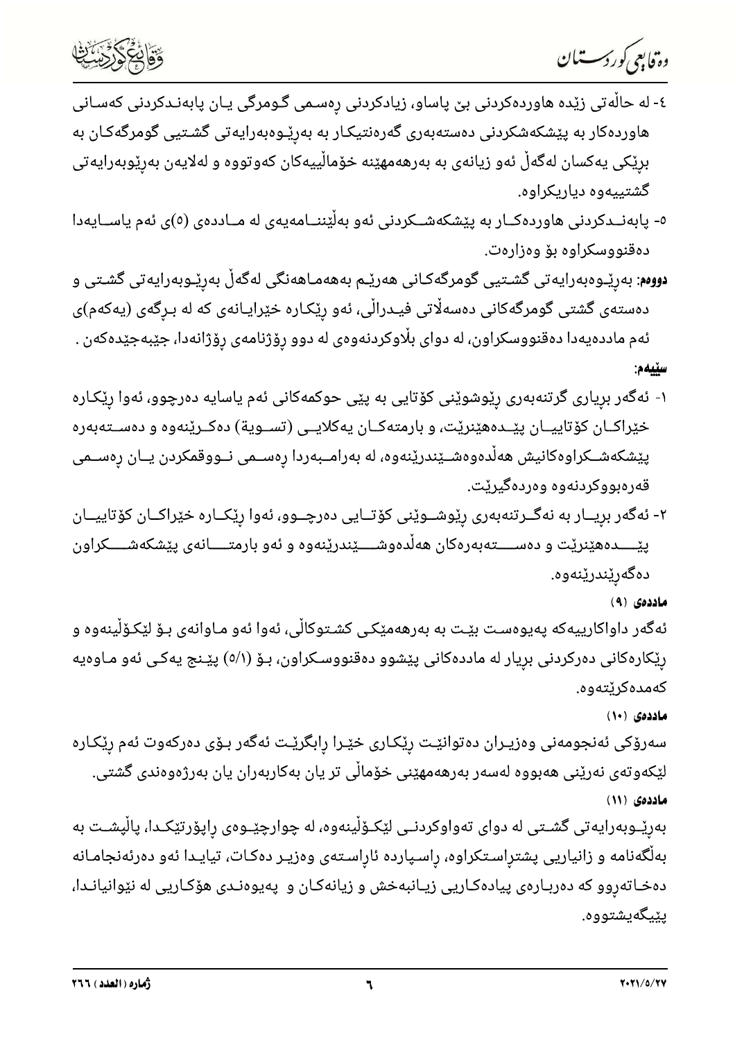٤- له حاڵەتی زێدە هاوردەکردنی بێ پاساو، زیادکردنی ڕەسمی گومرگی یان پابەندکردنی کەسانی هاوردەکار بە پێشکەشکردنی دەستەبەری گەرەنتیکار بە بەڕێوەبەرایەتی گشتیی گومرگەکان بە بڕێکی یەکسان لەگەڵ ئەو زیانەی بە بەرهەمهێنە خۆماڵییەکان کەوتووە و لەلایەن بەڕێوبەرایەتی گشتییەوە دیاریکراوە.

٥- پابەندکردنی هاوردەکار بە پێشکەشکردنی ئەو بەڵێننامەیەی لە ماددەی (٥)ی ئەم یاسایەدا دەقنووسکراوە بۆ وەزارەت.

**دووەم:** بەڕێوەبەرایەتی گشتیی گومرگەکانی هەرێم بەهەماهەنگی لەگەڵ بەڕێوبەرایەتی گشتی و دەستەی گشتی گومرگەکانی دەسەڵاتی فیدراڵی، ئەو ڕێکارە خێرایانەی کە لە بڕگەی (یەکەم)ی ئەم ماددەیەدا دەقنووسکراون، لە دوای بڵاوکردنەوەی لە دوو ڕۆژنامەی ڕۆژانەدا، جێبەجێدەکەن .

**سێیەم:**

١- ئەگەر بڕیاری گرتنەبەری ڕێوشوێنی کۆتایی بە پێی حوکمەکانی ئەم یاسایە دەرچوو، ئەوا ڕێکارە خێراکان کۆتاییان پێدەهێنرێت، و بارمتەکان یەکلایی (تسوية) دەکرێنەوە و دەستەبەرە پێشکەشکراوەکانیش هەڵدەوەشێندرێنەوە، لە بەرامبەردا ڕەسمی نووقمکردن یان ڕەسمی قەرەبووکردنەوە وەردەگیرێت.

٢- ئەگەر بڕیار بە نەگرتنەبەری ڕێوشوێنی کۆتایی دەرچوو، ئەوا ڕێکارە خێراکان کۆتاییان پێدەهێنرێت و دەستەبەرەکان هەڵدەوەشێندرێنەوە و ئەو بارمتانەی پێشکەشکراون دەگەڕێندرێنەوە.

**ماددەی (٩)**

ئەگەر داواکارییەکە پەیوەست بێت بە بەرهەمێکی کشتوکاڵی، ئەوا ئەو ماوانەی بۆ لێکۆڵینەوە و ڕێکارەکانی دەرکردنی بڕیار لە ماددەکانی پێشوو دەقنووسکراون، بۆ (٥/١) پێنج یەکی ئەو ماوەیە کەمدەکرێتەوە.

**ماددەی (١٠)**

سەرۆکی ئەنجومەنی وەزیران دەتوانێت ڕێکاری خێرا ڕابگرێت ئەگەر بۆی دەرکەوت ئەم ڕێکارە لێکەوتەی نەرێنی هەبووە لەسەر بەرهەمهێنی خۆماڵی تر یان بەکاربەران یان بەرژەوەندی گشتی.

**ماددەی (١١)**

بەڕێوبەرایەتی گشتی لە دوای تەواوکردنی لێکۆڵینەوە، لە چوارچێوەی ڕاپۆرتێکدا، پاڵپشت بە بەڵگەنامە و زانیاریی پشتڕاستکراوە، ڕاسپاردە ئاڕاستەی وەزیر دەکات، تیایدا ئەو دەرئەنجامانە دەخاتەڕوو کە دەربارەی پیادەکاریی زیانبەخش و زیانەکان و پەیوەندی هۆکاریی لە نێوانیاندا، پێیگەیشتووە.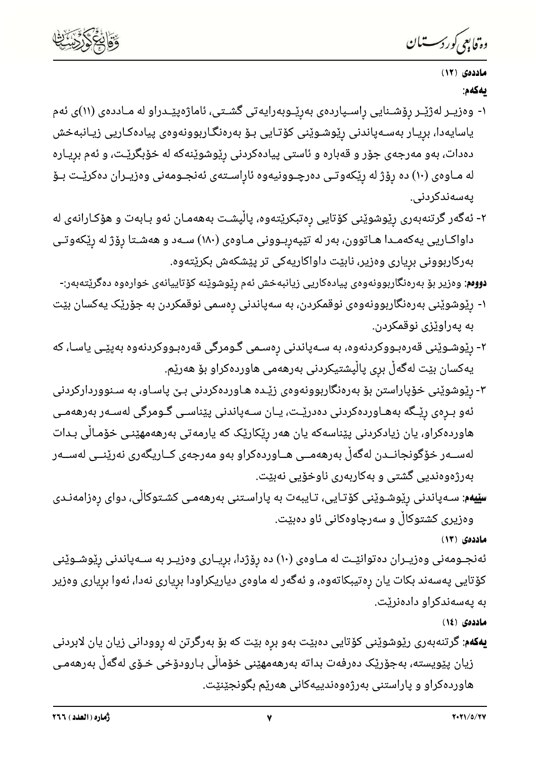**ماددەی (١٢)**

**یەکەم:**

١- وەزیر لەژێر رۆشنایی راسپاردەی بەرێوبەرایەتی گشتی، ئاماژەپێدراو لە ماددەی (١١)ی ئەم یاسایەدا، بریار بەسەپاندنی رێوشوێنی کۆتایی بۆ بەرەنگاربوونەوەی پیادەکاریی زیانبەخش دەدات، بەو مەرجەی جۆر و قەبارە و ئاستی پیادەکردنی رێوشوێنەکە لە خۆبگرێت، و ئەم بریارە لە ماوەی (١٠) دە رۆژ لە رێکەوتی دەرچوونیەوە ئاراستەی ئەنجومەنی وەزیران دەکرێت بۆ پەسەندکردنی.

٢- ئەگەر گرتنەبەری رێوشوێنی کۆتایی رەتبکرێتەوە، پاڵپشت بەهەمان ئەو بابەت و هۆکارانەی لە داواکاریی یەکەمدا هاتوون، بەر لە تێپەربوونی ماوەی (١٨٠) سەد و هەشتا رۆژ لە رێکەوتی بەرکاربوونی بریاری وەزیر، نابێت داواکاریەکی تر پێشکەش بکرێتەوە.

**دووەم:** وەزیر بۆ بەرەنگاربوونەوەی پیادەکاریی زیانبەخش ئەم رێوشوێنە کۆتاییانەی خوارەوە دەگرێتەبەر:-

١- رێوشوێنی بەرەنگاربوونەوەی نوقمکردن، بە سەپاندنی رەسمی نوقمکردن بە جۆرێک یەکسان بێت بە پەراوێزی نوقمکردن.

٢- رێوشوێنی قەرەبووکردنەوە، بە سەپاندنی رەسمی گومرگی قەرەبووکردنەوە بەپێی یاسا، کە یەکسان بێت لەگەڵ بری پاڵپشتیکردنی بەرهەمی هاوردەکراو بۆ هەرێم.

٣- رێوشوێنی خۆپاراستن بۆ بەرەنگاربوونەوەی زێدە هاوردەکردنی بێ یاساو، بە سنووردارکردنی ئەو برەی رێگە بەهاوردەکردنی دەدرێت، یان سەپاندنی پێناسی گومرگی لەسەر بەرهەمی هاوردەکراو، یان زیادکردنی پێناسەکە یان هەر رێکارێک کە یارمەتی بەرهەمهێنی خۆماڵی بدات لەسەر خۆگونجاندن لەگەڵ بەرهەمی هاوردەکراو بەو مەرجەی کاریگەری نەرێنی لەسەر بەرژەوەندیی گشتی و بەکاربەری ناوخۆیی نەبێت.

**سێیەم:** سەپاندنی رێوشوێنی کۆتایی، تایبەت بە پاراستنی بەرهەمی کشتوکاڵی، دوای رەزامەندی وەزیری کشتوکاڵ و سەرچاوەکانی ئاو دەبێت.

**ماددەی (١٣)**

ئەنجومەنی وەزیران دەتوانێت لە ماوەی (١٠) دە رۆژدا، بریاری وەزیر بە سەپاندنی رێوشوێنی کۆتایی پەسەند بکات یان رەتیبکاتەوە، و ئەگەر لە ماوەی دیاریکراودا بریاری نەدا، ئەوا بریاری وەزیر بە پەسەندکراو دادەنرێت.

**ماددەی (١٤)**

**یەکەم:** گرتنەبەری رێوشوێنی کۆتایی دەبێت بەو برە بێت کە بۆ بەرگرتن لە روودانی زیان یان لابردنی زیان پێویستە، بەجۆرێک دەرفەت بداتە بەرهەمهێنی خۆماڵی بارودۆخی خۆی لەگەڵ بەرهەمی هاوردەکراو و پاراستنی بەرژەوەندییەکانی هەرێم بگونجێنێت.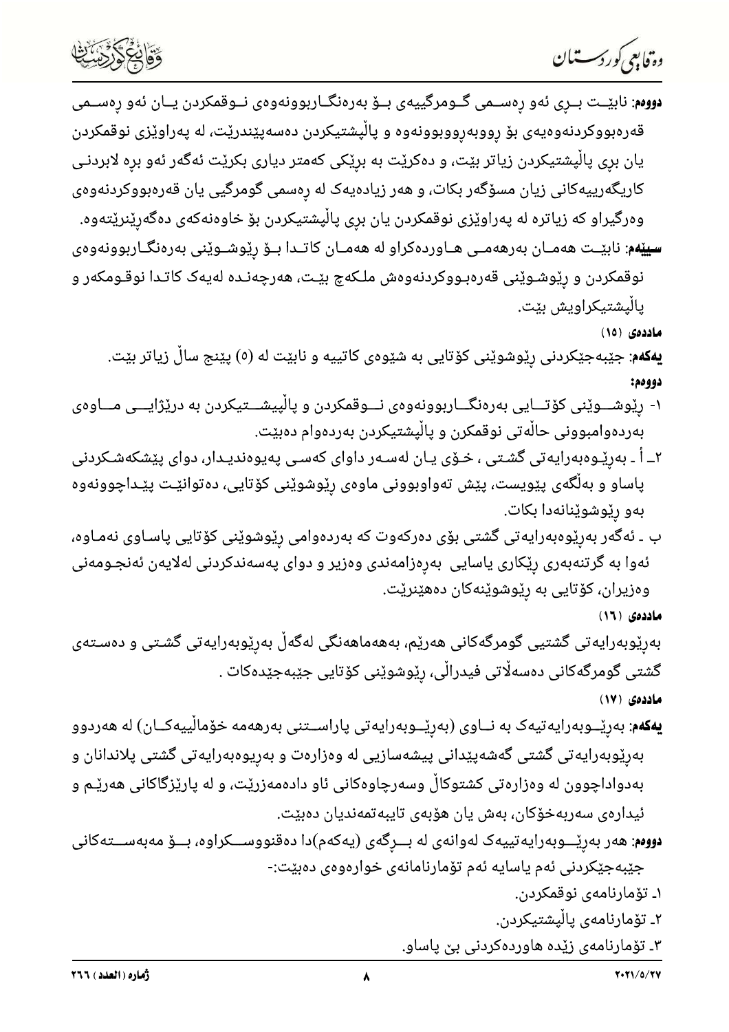**دووەم**: نابێت بڕی ئەو ڕەسمی گومرگییەی بۆ بەرەنگاربوونەوەی نوقمکردن یان ئەو ڕەسمی قەرەبووکردنەوەیەی بۆ ڕووبەڕووبوونەوە و پاڵپشتیکردن دەسەپێندرێت، لە پەراوێزی نوقمکردن یان بڕی پاڵپشتیکردن زیاتر بێت، و دەکرێت بە بڕێکی کەمتر دیاری بکرێت ئەگەر ئەو بڕە لابردنی کاریگەرییەکانی زیان مسۆگەر بکات، و هەر زیادەیەک لە ڕەسمی گومرگیی یان قەرەبووکردنەوەی وەرگیراو کە زیاترە لە پەراوێزی نوقمکردن یان بڕی پاڵپشتیکردن بۆ خاوەنەکەی دەگەڕێنرێتەوە.

**سێیەم**: نابێت هەمان بەرهەمی هاوردەکراو لە هەمان کاتدا بۆ ڕێوشوێنی بەرەنگاربوونەوەی نوقمکردن و ڕێوشوێنی قەرەبووکردنەوەش ملکەچ بێت، هەرچەندە لەیەک کاتدا نوقومکەر و پاڵپشتیکراویش بێت.

**ماددەی (١٥)**

**یەکەم**: جێبەجێکردنی ڕێوشوێنی کۆتایی بە شێوەی کاتییە و نابێت لە (٥) پێنج ساڵ زیاتر بێت.

**دووەم:**

١- ڕێوشوێنی کۆتایی بەرەنگاربوونەوەی نوقمکردن و پاڵپیشتیکردن بە درێژایی ماوەی بەردەوامبوونی حاڵەتی نوقمکرن و پاڵپشتیکردن بەردەوام دەبێت.

٢ـ أ ـ بەڕێوەبەرایەتی گشتی ، خۆی یان لەسەر داوای کەسی پەیوەندیدار، دوای پێشکەشکردنی پاساو و بەڵگەی پێویست، پێش تەواوبوونی ماوەی ڕێوشوێنی کۆتایی، دەتوانێت پێداچوونەوە بەو ڕێوشوێنانەدا بکات.

ب ـ ئەگەر بەڕێوەبەرایەتی گشتی بۆی دەرکەوت کە بەردەوامی ڕێوشوێنی کۆتایی پاساوی نەماوە، ئەوا بە گرتنەبەری ڕێکاری یاسایی بەڕەزامەندی وەزیر و دوای پەسەندکردنی لەلایەن ئەنجومەنی وەزیران، کۆتایی بە ڕێوشوێنەکان دەهێنرێت.

**ماددەی (١٦)**

بەڕێوبەرایەتی گشتیی گومرگەکانی هەرێم، بەهەماهەنگی لەگەڵ بەڕێوبەرایەتی گشتی و دەستەی گشتی گومرگەکانی دەسەڵاتی فیدراڵی، ڕێوشوێنی کۆتایی جێبەجێدەکات .

**ماددەی (١٧)**

**یەکەم**: بەڕێوبەرایەتیەک بە ناوی (بەڕێوبەرایەتی پاراستنی بەرهەمە خۆماڵییەکان) لە هەردوو بەڕێوبەرایەتی گشتی گەشەپێدانی پیشەسازیی لە وەزارەت و بەڕیوەبەرایەتی گشتی پلاندانان و بەدواداچوون لە وەزارەتی کشتوکاڵ وسەرچاوەکانی ئاو دادەمەزرێت، و لە پارێزگاکانی هەرێم و ئیدارەی سەربەخۆکان، بەش یان هۆبەی تایبەتمەندیان دەبێت.

**دووەم**: هەر بەڕێوبەرایەتییەک لەوانەی لە بڕگەی (یەکەم)دا دەقنووسکراوە، بۆ مەبەستەکانی جێبەجێکردنی ئەم یاسایە ئەم تۆمارنامانەی خوارەوەی دەبێت:-

١ـ تۆمارنامەی نوقمکردن.

٢ـ تۆمارنامەی پاڵپشتیکردن.

٣ـ تۆمارنامەی زێدە هاوردەکردنی بێ پاساو.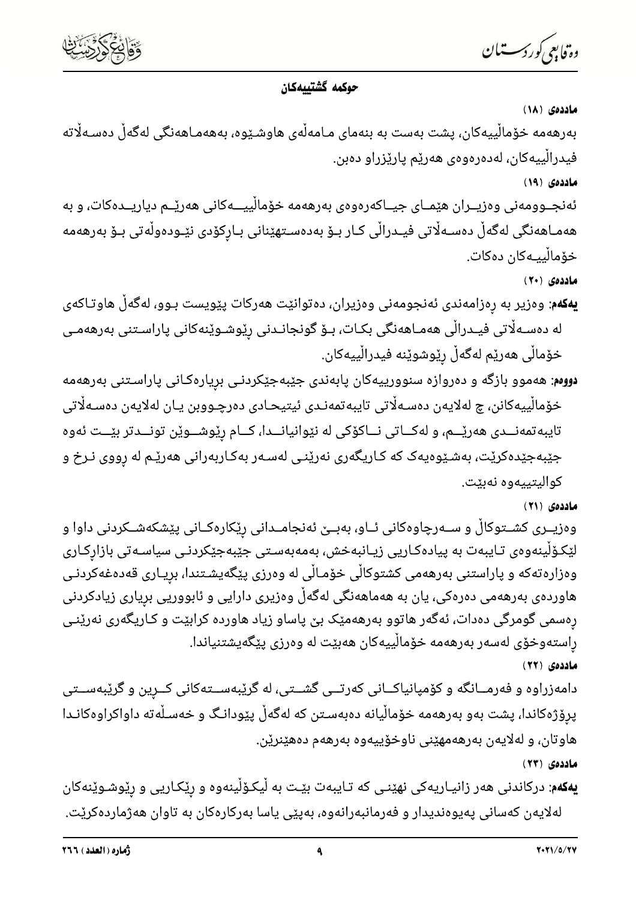## حوکمە گشتییەکان

**ماددەی (١٨)**

بەرهەمە خۆماڵییەکان، پشت بەست بە بنەمای مامەڵەی هاوشێوە، بەهەماهەنگی لەگەڵ دەسەڵاتە فیدراڵییەکان، لەدەرەوەی هەرێم پارێزراو دەبن.

**ماددەی (١٩)**

ئەنجوومەنی وەزیران هێمای جیاکەرەوەی بەرهەمە خۆماڵییەکانی هەرێم دیاریدەکات، و بە هەماهەنگی لەگەڵ دەسەڵاتی فیدراڵی کار بۆ بەدەستهێنانی بارکۆدی نێودەوڵەتی بۆ بەرهەمە خۆماڵییەکان دەکات.

**ماددەی (٢٠)**

**یەکەم:** وەزیر بە ڕەزامەندی ئەنجومەنی وەزیران، دەتوانێت هەرکات پێویست بوو، لەگەڵ هاوتاکەی لە دەسەڵاتی فیدراڵی هەماهەنگی بکات، بۆ گونجاندنی ڕێوشوێنەکانی پاراستنی بەرهەمی خۆماڵی هەرێم لەگەڵ ڕێوشوێنە فیدراڵییەکان.

**دووەم:** هەموو بازگە و دەروازە سنوورییەکان پابەندی جێبەجێکردنی بڕیارەکانی پاراستنی بەرهەمە خۆماڵییەکانن، چ لەلایەن دەسەڵاتی تایبەتمەندی ئیتیحادی دەرچووبن یان لەلایەن دەسەڵاتی تایبەتمەندی هەرێم، و لەکاتی ناکۆکی لە نێوانیاندا، کام ڕێوشوێن توندتر بێت ئەوە جێبەجێدەکرێت، بەشێوەیەک کە کاریگەری نەرێنی لەسەر بەکاربەرانی هەرێم لە ڕووی نرخ و کوالیتییەوە نەبێت.

**ماددەی (٢١)**

وەزیری کشتوکاڵ و سەرچاوەکانی ئاو، بەبێ ئەنجامدانی ڕێکارەکانی پێشکەشکردنی داوا و لێکۆڵینەوەی تایبەت بە پیادەکاریی زیانبەخش، بەمەبەستی جێبەجێکردنی سیاسەتی بازارکاری وەزارەتەکە و پاراستنی بەرهەمی کشتوکاڵی خۆماڵی لە وەرزی پێگەیشتندا، بڕیاری قەدەغەکردنی هاوردەی بەرهەمی دەرەکی، یان بە هەماهەنگی لەگەڵ وەزیری دارایی و ئابووریی بڕیاری زیادکردنی ڕەسمی گومرگی دەدات، ئەگەر هاتوو بەرهەمێک بێ پاساو زیاد هاوردە کرابێت و کاریگەری نەرێنی ڕاستەوخۆی لەسەر بەرهەمە خۆماڵییەکان هەبێت لە وەرزی پێگەیشتنیاندا.

**ماددەی (٢٢)**

دامەزراوە و فەرمانگە و کۆمپانیاکانی کەرتی گشتی، لە گرێبەستەکانی کڕین و گرێبەستی پرۆژەکاندا، پشت بەو بەرهەمە خۆماڵیانە دەبەستن کە لەگەڵ پێودانگ و خەسڵەتە داواکراوەکاندا هاوتان، و لەلایەن بەرهەمهێنی ناوخۆییەوە بەرهەم دەهێنرێن.

**ماددەی (٢٣)**

**یەکەم:** درکاندنی هەر زانیارییەکی نهێنی کە تایبەت بێت بە لێکۆڵینەوە و ڕێکاریی و ڕێوشوێنەکان لەلایەن کەسانی پەیوەندیدار و فەرمانبەرانەوە، بەپێی یاسا بەرکارەکان بە تاوان هەژماردەکرێت.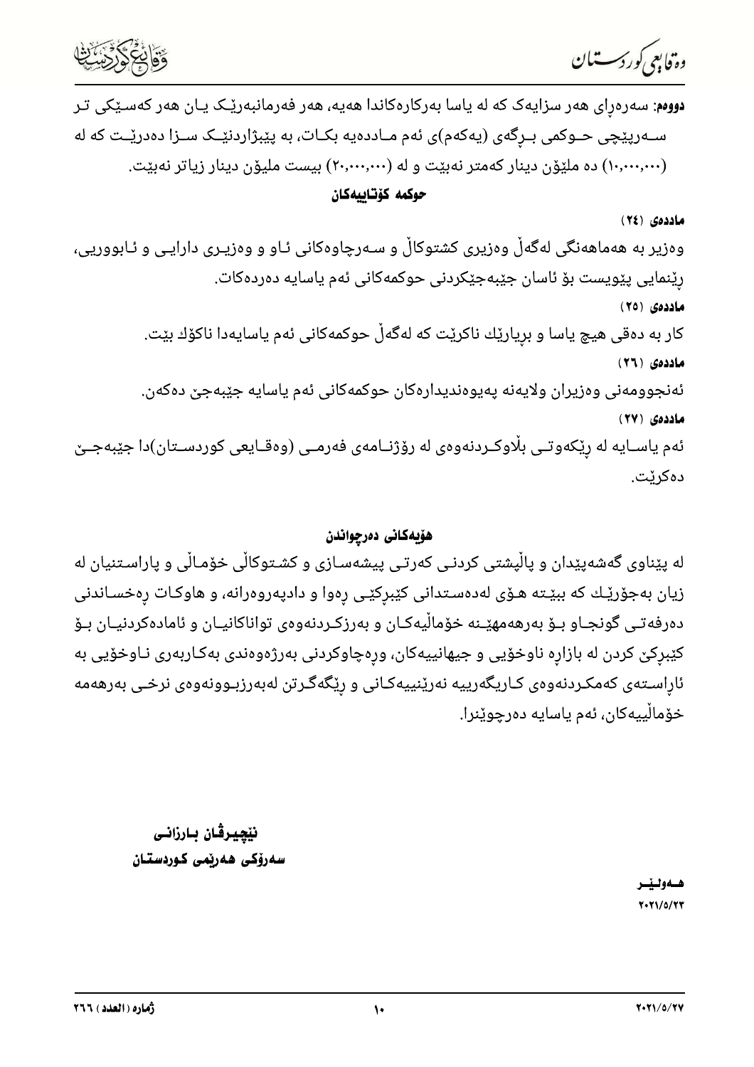**دووەم:** سەرەڕای هەر سزایەک کە لە یاسا بەرکارەکاندا هەیە، هەر فەرمانبەرێک یان هەر کەسێکی تر سەرپێچی حوکمی بڕگەی (یەکەم)ی ئەم ماددەیە بکات، بە پێبژاردنێک سزا دەدرێت کە لە (١٠,٠٠٠,٠٠٠) دە ملێۆن دینار کەمتر نەبێت و لە (٢٠,٠٠٠,٠٠٠) بیست ملیۆن دینار زیاتر نەبێت.

## حوکمە کۆتاییەکان

**ماددەی (٢٤)**

وەزیر بە هەماهەنگی لەگەڵ وەزیری کشتوکاڵ و سەرچاوەکانی ئاو و وەزیری دارایی و ئابووریی، ڕێنمایی پێویست بۆ ئاسان جێبەجێکردنی حوکمەکانی ئەم یاسایە دەردەکات.

**ماددەی (٢٥)**

کار بە دەقی هیچ یاسا و بڕیارێك ناکرێت کە لەگەڵ حوکمەکانی ئەم یاسایەدا ناکۆك بێت.

**ماددەی (٢٦)**

ئەنجوومەنی وەزیران ولایەنە پەیوەندیدارەکان حوکمەکانی ئەم یاسایە جێبەجێ دەکەن.

**ماددەی (٢٧)**

ئەم یاسایە لە ڕێکەوتی بڵاوکردنەوەی لە ڕۆژنامەی فەرمی (وەقایعی کوردستان)دا جێبەجێ دەکرێت.

## هۆیەکانی دەرچواندن

لە پێناوی گەشەپێدان و پاڵپشتی کردنی کەرتی پیشەسازی و کشتوکاڵی خۆماڵی و پاراستنیان لە زیان بەجۆرێك کە ببێتە هۆی لەدەستدانی کێبڕکێی ڕەوا و دادپەروەرانە، و هاوکات ڕەخساندنی دەرفەتی گونجاو بۆ بەرهەمهێنە خۆماڵیەکان و بەرزکردنەوەی تواناکانیان و ئامادەکردنیان بۆ کێبڕکێ کردن لە بازاڕە ناوخۆیی و جیهانییەکان، وەرچاوکردنی بەرژەوەندی بەکاربەری ناوخۆیی بە ئاراستەی کەمکردنەوەی کاریگەرییە نەرێنییەکانی و ڕێگەگرتن لەبەرزبوونەوەی نرخی بەرهەمە خۆماڵییەکان، ئەم یاسایە دەرچوێنرا.

**نێچیرڤان بارزانی**
**سەرۆکی هەرێمی کوردستان**

**هەولێر**
**٢٠٢١/٥/٢٣**